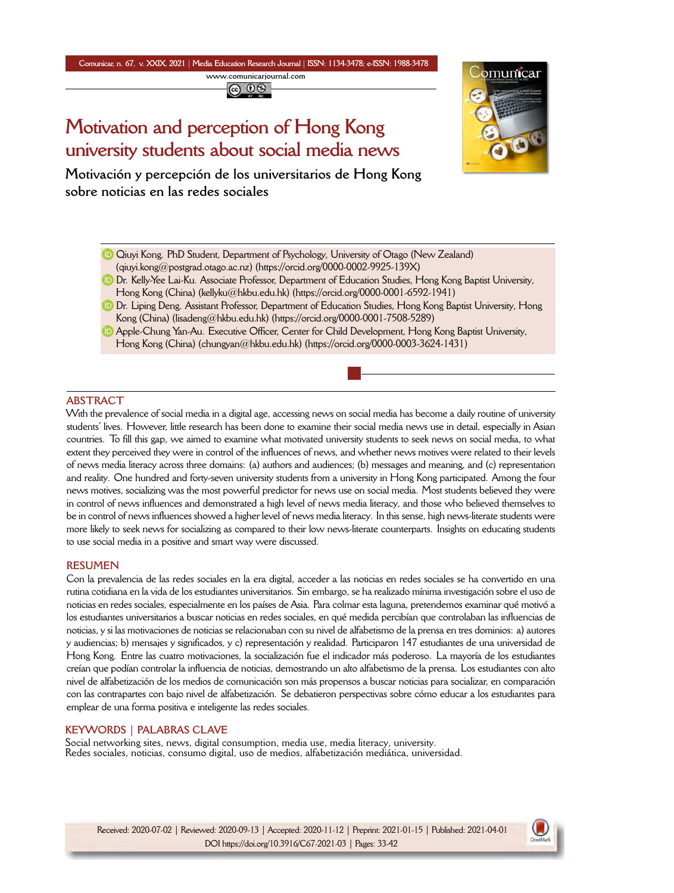# Motivation and perception of Hong Kong university students about social media news

## Motivación y percepción de los universitarios de Hong Kong sobre noticias en las redes sociales

- Qiuyi Kong. PhD Student, Department of Psychology, University of Otago (New Zealand) (qiuyi.kong@postgrad.otago.ac.nz) (https://orcid.org/0000-0002-9925-139X)
- Dr. Kelly-Yee Lai-Ku. Associate Professor, Department of Education Studies, Hong Kong Baptist University, Hong Kong (China) (kellyku@hkbu.edu.hk) (https://orcid.org/0000-0001-6592-1941)
- Dr. Liping Deng. Assistant Professor, Department of Education Studies, Hong Kong Baptist University, Hong Kong (China) (lisadeng@hkbu.edu.hk) (https://orcid.org/0000-0001-7508-5289)
- Apple-Chung Yan-Au. Executive Officer, Center for Child Development, Hong Kong Baptist University, Hong Kong (China) (chungyan@hkbu.edu.hk) (https://orcid.org/0000-0003-3624-1431)

### ABSTRACT

With the prevalence of social media in a digital age, accessing news on social media has become a daily routine of university students' lives. However, little research has been done to examine their social media news use in detail, especially in Asian countries. To fill this gap, we aimed to examine what motivated university students to seek news on social media, to what extent they perceived they were in control of the influences of news, and whether news motives were related to their levels of news media literacy across three domains: (a) authors and audiences; (b) messages and meaning, and (c) representation and reality. One hundred and forty-seven university students from a university in Hong Kong participated. Among the four news motives, socializing was the most powerful predictor for news use on social media. Most students believed they were in control of news influences and demonstrated a high level of news media literacy, and those who believed themselves to be in control of news influences showed a higher level of news media literacy. In this sense, high news-literate students were more likely to seek news for socializing as compared to their low news-literate counterparts. Insights on educating students to use social media in a positive and smart way were discussed.

### RESUMEN

Con la prevalencia de las redes sociales en la era digital, acceder a las noticias en redes sociales se ha convertido en una rutina cotidiana en la vida de los estudiantes universitarios. Sin embargo, se ha realizado mínima investigación sobre el uso de noticias en redes sociales, especialmente en los países de Asia. Para colmar esta laguna, pretendemos examinar qué motivó a los estudiantes universitarios a buscar noticias en redes sociales, en qué medida percibían que controlaban las influencias de noticias, y si las motivaciones de noticias se relacionaban con su nivel de alfabetismo de la prensa en tres dominios: a) autores y audiencias; b) mensajes y significados, y c) representación y realidad. Participaron 147 estudiantes de una universidad de Hong Kong. Entre las cuatro motivaciones, la socialización fue el indicador más poderoso. La mayoría de los estudiantes creían que podían controlar la influencia de noticias, demostrando un alto alfabetismo de la prensa. Los estudiantes con alto nivel de alfabetización de los medios de comunicación son más propensos a buscar noticias para socializar, en comparación con las contrapartes con bajo nivel de alfabetización. Se debatieron perspectivas sobre cómo educar a los estudiantes para emplear de una forma positiva e inteligente las redes sociales.

### KEYWORDS | PALABRAS CLAVE

Social networking sites, news, digital consumption, media use, media literacy, university.
Redes sociales, noticias, consumo digital, uso de medios, alfabetización mediática, universidad.

Received: 2020-07-02 | Reviewed: 2020-09-13 | Accepted: 2020-11-12 | Preprint: 2021-01-15 | Published: 2021-04-01
DOI https://doi.org/10.3916/C67-2021-03 | Pages: 33-42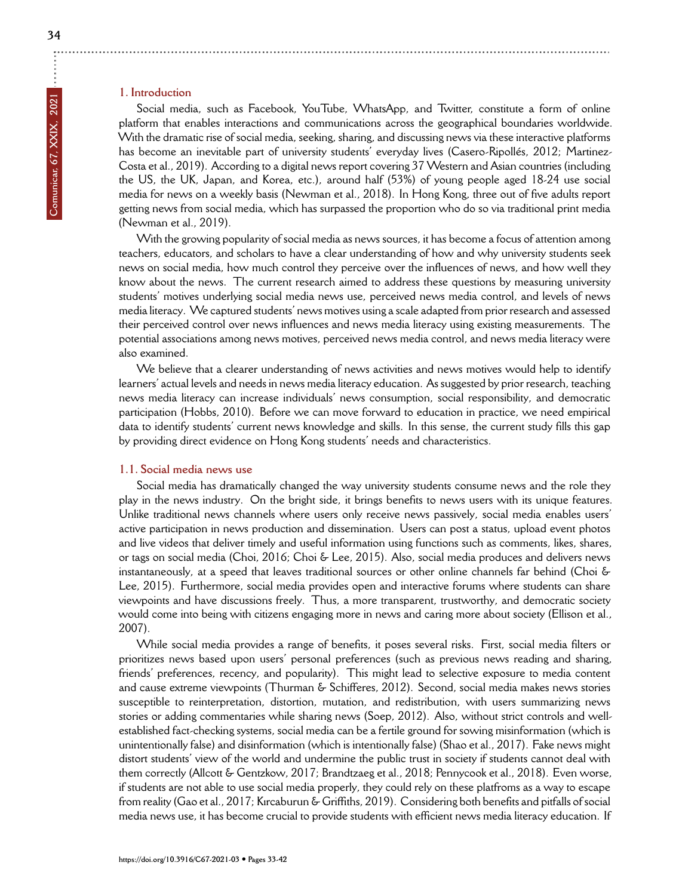## 1. Introduction

Social media, such as Facebook, YouTube, WhatsApp, and Twitter, constitute a form of online platform that enables interactions and communications across the geographical boundaries worldwide. With the dramatic rise of social media, seeking, sharing, and discussing news via these interactive platforms has become an inevitable part of university students' everyday lives (Casero-Ripollés, 2012; Martinez-Costa et al., 2019). According to a digital news report covering 37 Western and Asian countries (including the US, the UK, Japan, and Korea, etc.), around half (53%) of young people aged 18-24 use social media for news on a weekly basis (Newman et al., 2018). In Hong Kong, three out of five adults report getting news from social media, which has surpassed the proportion who do so via traditional print media (Newman et al., 2019).

With the growing popularity of social media as news sources, it has become a focus of attention among teachers, educators, and scholars to have a clear understanding of how and why university students seek news on social media, how much control they perceive over the influences of news, and how well they know about the news. The current research aimed to address these questions by measuring university students' motives underlying social media news use, perceived news media control, and levels of news media literacy. We captured students' news motives using a scale adapted from prior research and assessed their perceived control over news influences and news media literacy using existing measurements. The potential associations among news motives, perceived news media control, and news media literacy were also examined.

We believe that a clearer understanding of news activities and news motives would help to identify learners' actual levels and needs in news media literacy education. As suggested by prior research, teaching news media literacy can increase individuals' news consumption, social responsibility, and democratic participation (Hobbs, 2010). Before we can move forward to education in practice, we need empirical data to identify students' current news knowledge and skills. In this sense, the current study fills this gap by providing direct evidence on Hong Kong students' needs and characteristics.

### 1.1. Social media news use

Social media has dramatically changed the way university students consume news and the role they play in the news industry. On the bright side, it brings benefits to news users with its unique features. Unlike traditional news channels where users only receive news passively, social media enables users' active participation in news production and dissemination. Users can post a status, upload event photos and live videos that deliver timely and useful information using functions such as comments, likes, shares, or tags on social media (Choi, 2016; Choi & Lee, 2015). Also, social media produces and delivers news instantaneously, at a speed that leaves traditional sources or other online channels far behind (Choi & Lee, 2015). Furthermore, social media provides open and interactive forums where students can share viewpoints and have discussions freely. Thus, a more transparent, trustworthy, and democratic society would come into being with citizens engaging more in news and caring more about society (Ellison et al., 2007).

While social media provides a range of benefits, it poses several risks. First, social media filters or prioritizes news based upon users' personal preferences (such as previous news reading and sharing, friends' preferences, recency, and popularity). This might lead to selective exposure to media content and cause extreme viewpoints (Thurman & Schifferes, 2012). Second, social media makes news stories susceptible to reinterpretation, distortion, mutation, and redistribution, with users summarizing news stories or adding commentaries while sharing news (Soep, 2012). Also, without strict controls and well-established fact-checking systems, social media can be a fertile ground for sowing misinformation (which is unintentionally false) and disinformation (which is intentionally false) (Shao et al., 2017). Fake news might distort students' view of the world and undermine the public trust in society if students cannot deal with them correctly (Allcott & Gentzkow, 2017; Brandtzaeg et al., 2018; Pennycook et al., 2018). Even worse, if students are not able to use social media properly, they could rely on these platfroms as a way to escape from reality (Gao et al., 2017; Kırcaburun & Griffiths, 2019). Considering both benefits and pitfalls of social media news use, it has become crucial to provide students with efficient news media literacy education. If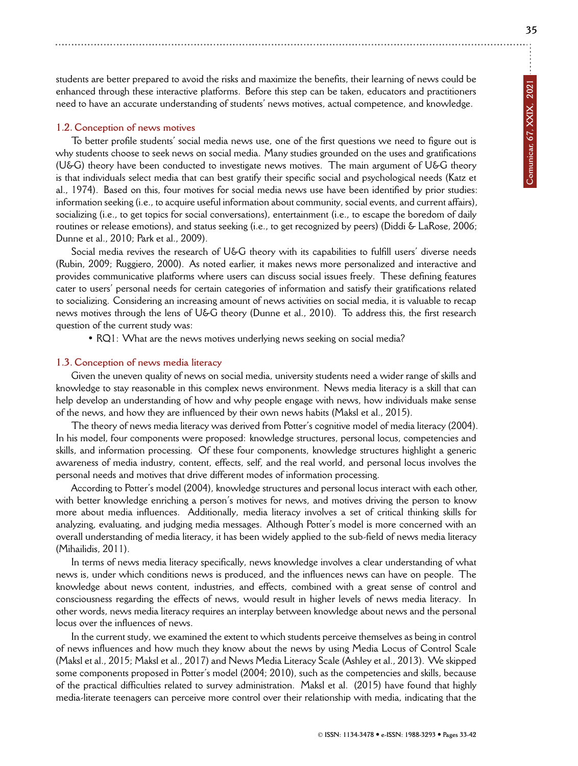students are better prepared to avoid the risks and maximize the benefits, their learning of news could be enhanced through these interactive platforms. Before this step can be taken, educators and practitioners need to have an accurate understanding of students' news motives, actual competence, and knowledge.

### 1.2. Conception of news motives

To better profile students' social media news use, one of the first questions we need to figure out is why students choose to seek news on social media. Many studies grounded on the uses and gratifications (U&G) theory have been conducted to investigate news motives. The main argument of U&G theory is that individuals select media that can best gratify their specific social and psychological needs (Katz et al., 1974). Based on this, four motives for social media news use have been identified by prior studies: information seeking (i.e., to acquire useful information about community, social events, and current affairs), socializing (i.e., to get topics for social conversations), entertainment (i.e., to escape the boredom of daily routines or release emotions), and status seeking (i.e., to get recognized by peers) (Diddi & LaRose, 2006; Dunne et al., 2010; Park et al., 2009).

Social media revives the research of U&G theory with its capabilities to fulfill users' diverse needs (Rubin, 2009; Ruggiero, 2000). As noted earlier, it makes news more personalized and interactive and provides communicative platforms where users can discuss social issues freely. These defining features cater to users' personal needs for certain categories of information and satisfy their gratifications related to socializing. Considering an increasing amount of news activities on social media, it is valuable to recap news motives through the lens of U&G theory (Dunne et al., 2010). To address this, the first research question of the current study was:

- RQ1: What are the news motives underlying news seeking on social media?

### 1.3. Conception of news media literacy

Given the uneven quality of news on social media, university students need a wider range of skills and knowledge to stay reasonable in this complex news environment. News media literacy is a skill that can help develop an understanding of how and why people engage with news, how individuals make sense of the news, and how they are influenced by their own news habits (Maksl et al., 2015).

The theory of news media literacy was derived from Potter's cognitive model of media literacy (2004). In his model, four components were proposed: knowledge structures, personal locus, competencies and skills, and information processing. Of these four components, knowledge structures highlight a generic awareness of media industry, content, effects, self, and the real world, and personal locus involves the personal needs and motives that drive different modes of information processing.

According to Potter's model (2004), knowledge structures and personal locus interact with each other, with better knowledge enriching a person's motives for news, and motives driving the person to know more about media influences. Additionally, media literacy involves a set of critical thinking skills for analyzing, evaluating, and judging media messages. Although Potter's model is more concerned with an overall understanding of media literacy, it has been widely applied to the sub-field of news media literacy (Mihailidis, 2011).

In terms of news media literacy specifically, news knowledge involves a clear understanding of what news is, under which conditions news is produced, and the influences news can have on people. The knowledge about news content, industries, and effects, combined with a great sense of control and consciousness regarding the effects of news, would result in higher levels of news media literacy. In other words, news media literacy requires an interplay between knowledge about news and the personal locus over the influences of news.

In the current study, we examined the extent to which students perceive themselves as being in control of news influences and how much they know about the news by using Media Locus of Control Scale (Maksl et al., 2015; Maksl et al., 2017) and News Media Literacy Scale (Ashley et al., 2013). We skipped some components proposed in Potter's model (2004; 2010), such as the competencies and skills, because of the practical difficulties related to survey administration. Maksl et al. (2015) have found that highly media-literate teenagers can perceive more control over their relationship with media, indicating that the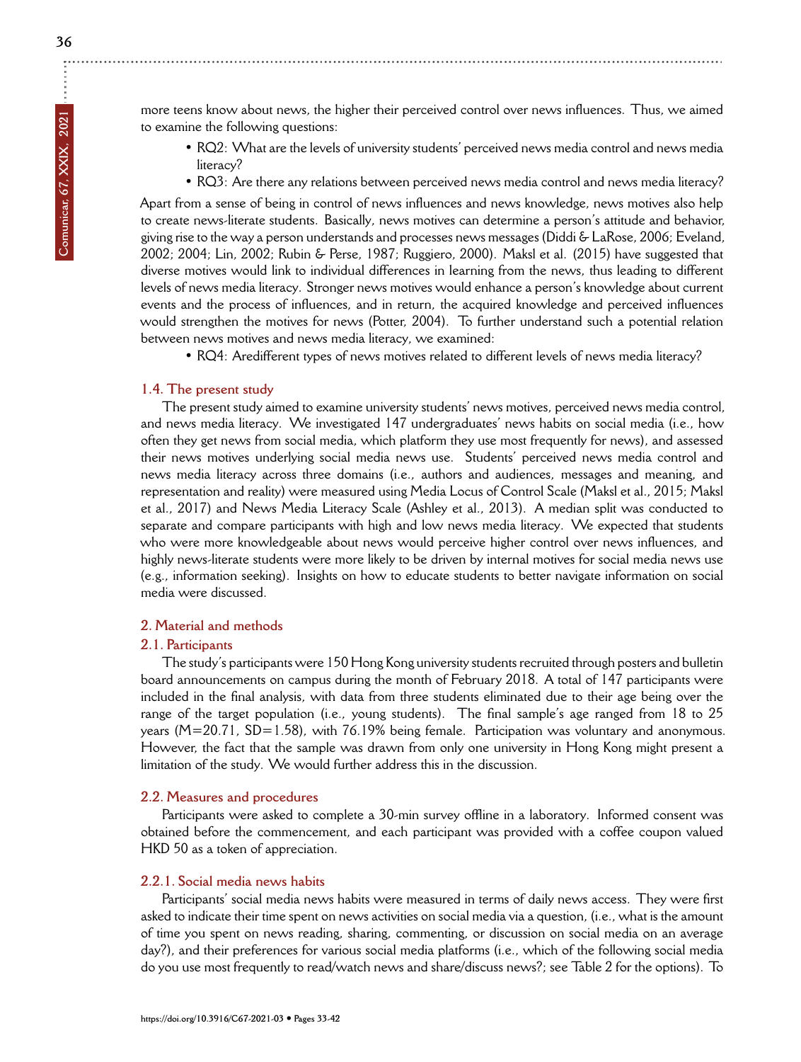more teens know about news, the higher their perceived control over news influences. Thus, we aimed to examine the following questions:

- RQ2: What are the levels of university students' perceived news media control and news media literacy?
- RQ3: Are there any relations between perceived news media control and news media literacy?

Apart from a sense of being in control of news influences and news knowledge, news motives also help to create news-literate students. Basically, news motives can determine a person's attitude and behavior, giving rise to the way a person understands and processes news messages (Diddi & LaRose, 2006; Eveland, 2002; 2004; Lin, 2002; Rubin & Perse, 1987; Ruggiero, 2000). Maksl et al. (2015) have suggested that diverse motives would link to individual differences in learning from the news, thus leading to different levels of news media literacy. Stronger news motives would enhance a person's knowledge about current events and the process of influences, and in return, the acquired knowledge and perceived influences would strengthen the motives for news (Potter, 2004). To further understand such a potential relation between news motives and news media literacy, we examined:

- RQ4: Aredifferent types of news motives related to different levels of news media literacy?

### 1.4. The present study

The present study aimed to examine university students' news motives, perceived news media control, and news media literacy. We investigated 147 undergraduates' news habits on social media (i.e., how often they get news from social media, which platform they use most frequently for news), and assessed their news motives underlying social media news use. Students' perceived news media control and news media literacy across three domains (i.e., authors and audiences, messages and meaning, and representation and reality) were measured using Media Locus of Control Scale (Maksl et al., 2015; Maksl et al., 2017) and News Media Literacy Scale (Ashley et al., 2013). A median split was conducted to separate and compare participants with high and low news media literacy. We expected that students who were more knowledgeable about news would perceive higher control over news influences, and highly news-literate students were more likely to be driven by internal motives for social media news use (e.g., information seeking). Insights on how to educate students to better navigate information on social media were discussed.

## 2. Material and methods

### 2.1. Participants

The study's participants were 150 Hong Kong university students recruited through posters and bulletin board announcements on campus during the month of February 2018. A total of 147 participants were included in the final analysis, with data from three students eliminated due to their age being over the range of the target population (i.e., young students). The final sample's age ranged from 18 to 25 years (M=20.71, SD=1.58), with 76.19% being female. Participation was voluntary and anonymous. However, the fact that the sample was drawn from only one university in Hong Kong might present a limitation of the study. We would further address this in the discussion.

### 2.2. Measures and procedures

Participants were asked to complete a 30-min survey offline in a laboratory. Informed consent was obtained before the commencement, and each participant was provided with a coffee coupon valued HKD 50 as a token of appreciation.

#### 2.2.1. Social media news habits

Participants' social media news habits were measured in terms of daily news access. They were first asked to indicate their time spent on news activities on social media via a question, (i.e., what is the amount of time you spent on news reading, sharing, commenting, or discussion on social media on an average day?), and their preferences for various social media platforms (i.e., which of the following social media do you use most frequently to read/watch news and share/discuss news?; see Table 2 for the options). To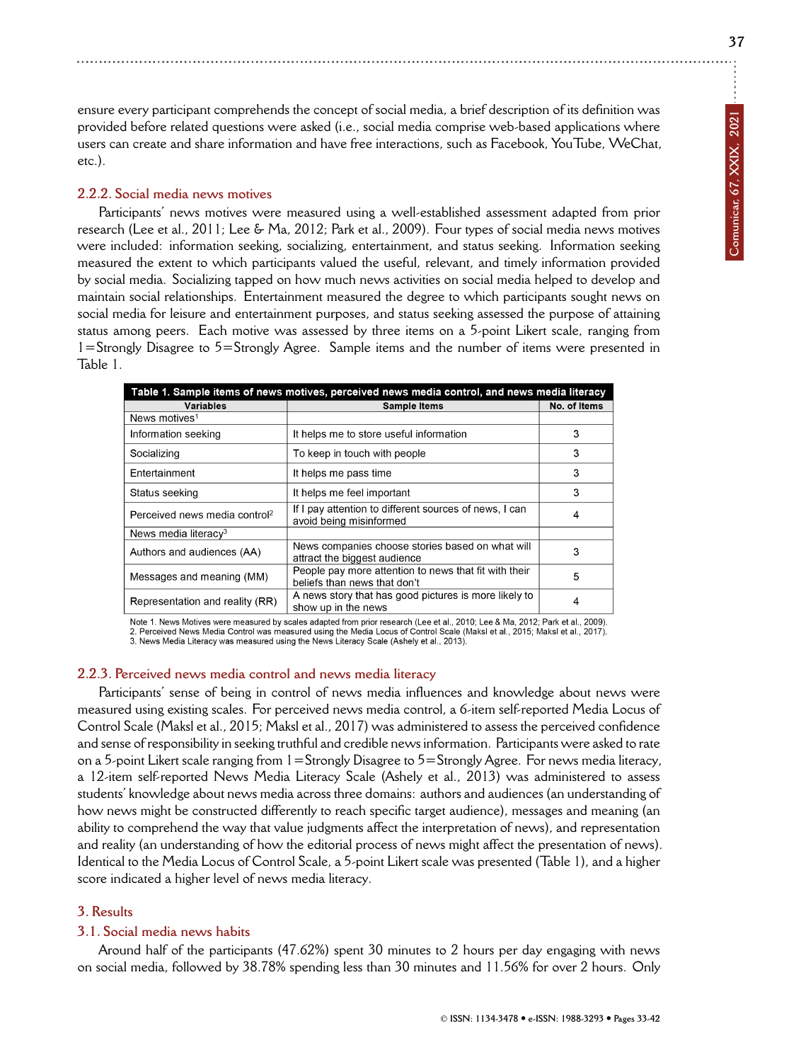ensure every participant comprehends the concept of social media, a brief description of its definition was provided before related questions were asked (i.e., social media comprise web-based applications where users can create and share information and have free interactions, such as Facebook, YouTube, WeChat, etc.).

### 2.2.2. Social media news motives

Participants' news motives were measured using a well-established assessment adapted from prior research (Lee et al., 2011; Lee & Ma, 2012; Park et al., 2009). Four types of social media news motives were included: information seeking, socializing, entertainment, and status seeking. Information seeking measured the extent to which participants valued the useful, relevant, and timely information provided by social media. Socializing tapped on how much news activities on social media helped to develop and maintain social relationships. Entertainment measured the degree to which participants sought news on social media for leisure and entertainment purposes, and status seeking assessed the purpose of attaining status among peers. Each motive was assessed by three items on a 5-point Likert scale, ranging from 1=Strongly Disagree to 5=Strongly Agree. Sample items and the number of items were presented in Table 1.

**Table 1. Sample items of news motives, perceived news media control, and news media literacy**

| Variables | Sample Items | No. of Items |
|---|---|---|
| News motives[1] | | |
| Information seeking | It helps me to store useful information | 3 |
| Socializing | To keep in touch with people | 3 |
| Entertainment | It helps me pass time | 3 |
| Status seeking | It helps me feel important | 3 |
| Perceived news media control[2] | If I pay attention to different sources of news, I can avoid being misinformed | 4 |
| News media literacy[3] | | |
| Authors and audiences (AA) | News companies choose stories based on what will attract the biggest audience | 3 |
| Messages and meaning (MM) | People pay more attention to news that fit with their beliefs than news that don't | 5 |
| Representation and reality (RR) | A news story that has good pictures is more likely to show up in the news | 4 |

Note 1. News Motives were measured by scales adapted from prior research (Lee et al., 2010; Lee & Ma, 2012; Park et al., 2009).
2. Perceived News Media Control was measured using the Media Locus of Control Scale (Maksl et al., 2015; Maksl et al., 2017).
3. News Media Literacy was measured using the News Literacy Scale (Ashely et al., 2013).

### 2.2.3. Perceived news media control and news media literacy

Participants' sense of being in control of news media influences and knowledge about news were measured using existing scales. For perceived news media control, a 6-item self-reported Media Locus of Control Scale (Maksl et al., 2015; Maksl et al., 2017) was administered to assess the perceived confidence and sense of responsibility in seeking truthful and credible news information. Participants were asked to rate on a 5-point Likert scale ranging from 1=Strongly Disagree to 5=Strongly Agree. For news media literacy, a 12-item self-reported News Media Literacy Scale (Ashely et al., 2013) was administered to assess students' knowledge about news media across three domains: authors and audiences (an understanding of how news might be constructed differently to reach specific target audience), messages and meaning (an ability to comprehend the way that value judgments affect the interpretation of news), and representation and reality (an understanding of how the editorial process of news might affect the presentation of news). Identical to the Media Locus of Control Scale, a 5-point Likert scale was presented (Table 1), and a higher score indicated a higher level of news media literacy.

## 3. Results

### 3.1. Social media news habits

Around half of the participants (47.62%) spent 30 minutes to 2 hours per day engaging with news on social media, followed by 38.78% spending less than 30 minutes and 11.56% for over 2 hours. Only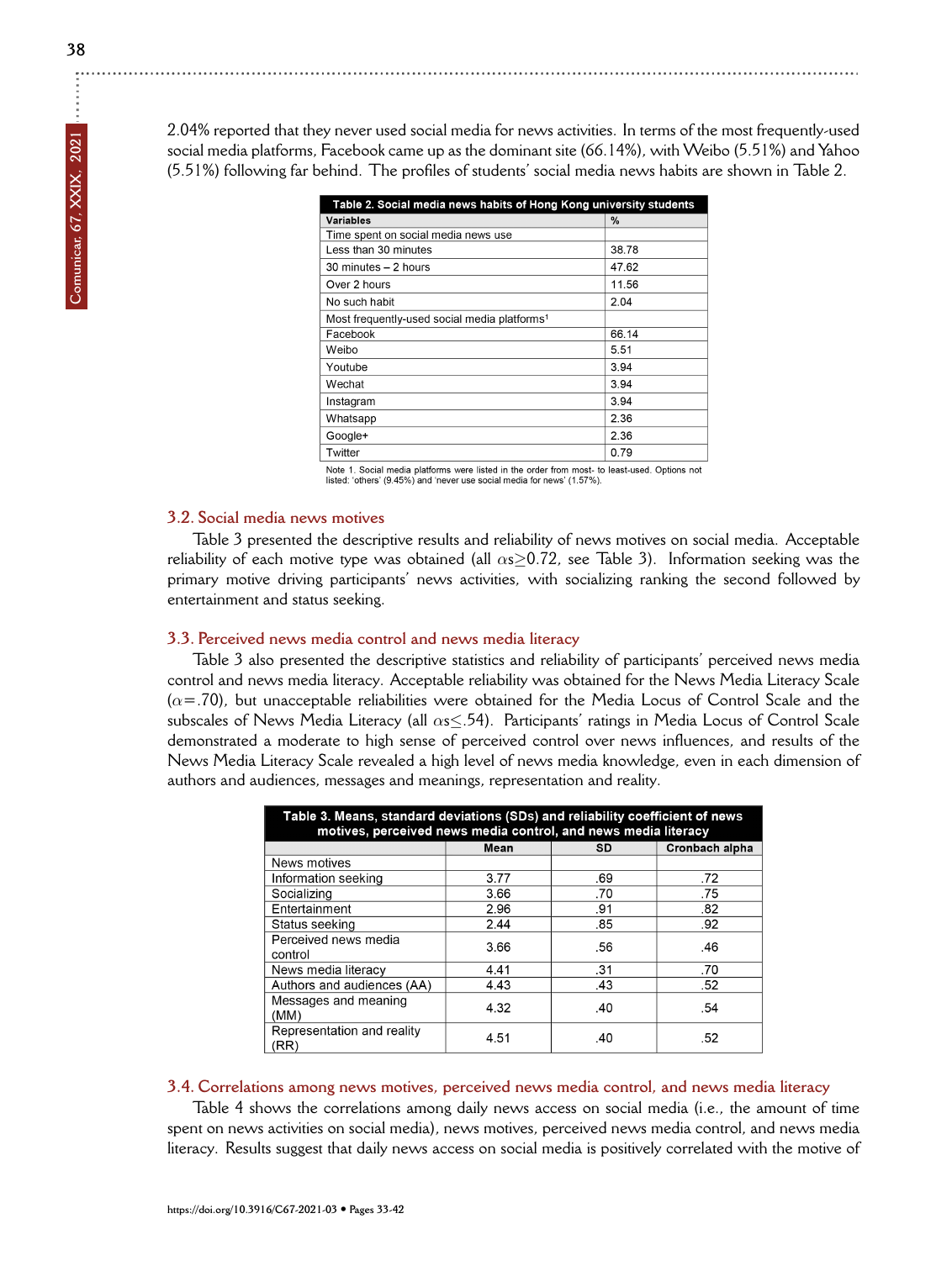2.04% reported that they never used social media for news activities. In terms of the most frequently-used social media platforms, Facebook came up as the dominant site (66.14%), with Weibo (5.51%) and Yahoo (5.51%) following far behind. The profiles of students' social media news habits are shown in Table 2.

**Table 2. Social media news habits of Hong Kong university students**

| Variables | % |
|---|---|
| Time spent on social media news use | |
| Less than 30 minutes | 38.78 |
| 30 minutes – 2 hours | 47.62 |
| Over 2 hours | 11.56 |
| No such habit | 2.04 |
| Most frequently-used social media platforms[1] | |
| Facebook | 66.14 |
| Weibo | 5.51 |
| Youtube | 3.94 |
| Wechat | 3.94 |
| Instagram | 3.94 |
| Whatsapp | 2.36 |
| Google+ | 2.36 |
| Twitter | 0.79 |

Note 1. Social media platforms were listed in the order from most- to least-used. Options not listed: 'others' (9.45%) and 'never use social media for news' (1.57%).

## 3.2. Social media news motives

Table 3 presented the descriptive results and reliability of news motives on social media. Acceptable reliability of each motive type was obtained (all $\alpha s \geq 0.72$, see Table 3). Information seeking was the primary motive driving participants' news activities, with socializing ranking the second followed by entertainment and status seeking.

## 3.3. Perceived news media control and news media literacy

Table 3 also presented the descriptive statistics and reliability of participants' perceived news media control and news media literacy. Acceptable reliability was obtained for the News Media Literacy Scale ($\alpha$=.70), but unacceptable reliabilities were obtained for the Media Locus of Control Scale and the subscales of News Media Literacy (all $\alpha s \leq .54$). Participants' ratings in Media Locus of Control Scale demonstrated a moderate to high sense of perceived control over news influences, and results of the News Media Literacy Scale revealed a high level of news media knowledge, even in each dimension of authors and audiences, messages and meanings, representation and reality.

**Table 3. Means, standard deviations (SDs) and reliability coefficient of news motives, perceived news media control, and news media literacy**

| | Mean | SD | Cronbach alpha |
|---|---|---|---|
| News motives | | | |
| Information seeking | 3.77 | .69 | .72 |
| Socializing | 3.66 | .70 | .75 |
| Entertainment | 2.96 | .91 | .82 |
| Status seeking | 2.44 | .85 | .92 |
| Perceived news media control | 3.66 | .56 | .46 |
| News media literacy | 4.41 | .31 | .70 |
| Authors and audiences (AA) | 4.43 | .43 | .52 |
| Messages and meaning (MM) | 4.32 | .40 | .54 |
| Representation and reality (RR) | 4.51 | .40 | .52 |

## 3.4. Correlations among news motives, perceived news media control, and news media literacy

Table 4 shows the correlations among daily news access on social media (i.e., the amount of time spent on news activities on social media), news motives, perceived news media control, and news media literacy. Results suggest that daily news access on social media is positively correlated with the motive of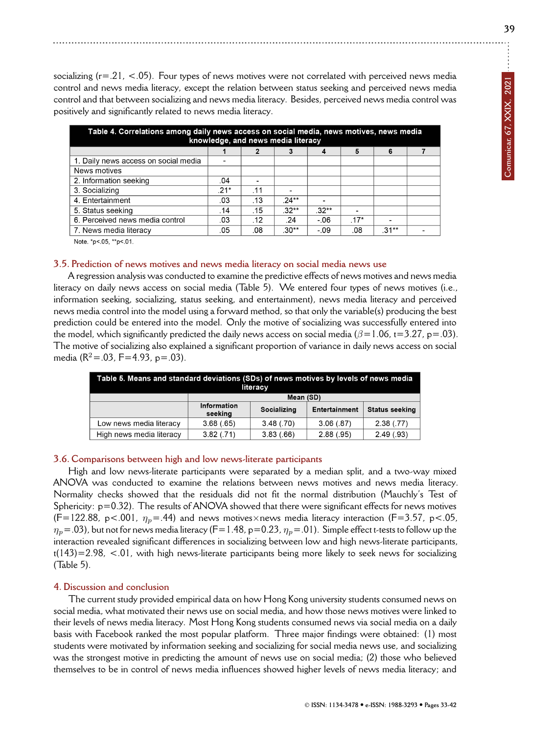socializing (r=.21, <.05). Four types of news motives were not correlated with perceived news media control and news media literacy, except the relation between status seeking and perceived news media control and that between socializing and news media literacy. Besides, perceived news media control was positively and significantly related to news media literacy.

**Table 4. Correlations among daily news access on social media, news motives, news media knowledge, and news media literacy**

| | 1 | 2 | 3 | 4 | 5 | 6 | 7 |
|---|---|---|---|---|---|---|---|
| 1. Daily news access on social media | - | | | | | | |
| News motives | | | | | | | |
| 2. Information seeking | .04 | - | | | | | |
| 3. Socializing | .21* | .11 | - | | | | |
| 4. Entertainment | .03 | .13 | .24** | - | | | |
| 5. Status seeking | .14 | .15 | .32** | .32** | - | | |
| 6. Perceived news media control | .03 | .12 | .24 | -.06 | .17* | - | |
| 7. News media literacy | .05 | .08 | .30** | -.09 | .08 | .31** | - |

Note. *p<.05, **p<.01.

### 3.5. Prediction of news motives and news media literacy on social media news use

A regression analysis was conducted to examine the predictive effects of news motives and news media literacy on daily news access on social media (Table 5). We entered four types of news motives (i.e., information seeking, socializing, status seeking, and entertainment), news media literacy and perceived news media control into the model using a forward method, so that only the variable(s) producing the best prediction could be entered into the model. Only the motive of socializing was successfully entered into the model, which significantly predicted the daily news access on social media ($\beta$=1.06, t=3.27, p=.03). The motive of socializing also explained a significant proportion of variance in daily news access on social media ($R^2$=.03, F=4.93, p=.03).

**Table 5. Means and standard deviations (SDs) of news motives by levels of news media literacy**

| | Mean (SD) | | | |
|---|---|---|---|---|
| | Information seeking | Socializing | Entertainment | Status seeking |
| Low news media literacy | 3.68 (.65) | 3.48 (.70) | 3.06 (.87) | 2.38 (.77) |
| High news media literacy | 3.82 (.71) | 3.83 (.66) | 2.88 (.95) | 2.49 (.93) |

### 3.6. Comparisons between high and low news-literate participants

High and low news-literate participants were separated by a median split, and a two-way mixed ANOVA was conducted to examine the relations between news motives and news media literacy. Normality checks showed that the residuals did not fit the normal distribution (Mauchly's Test of Sphericity: p=0.32). The results of ANOVA showed that there were significant effects for news motives (F=122.88, p<.001, $\eta_p$=.44) and news motives×news media literacy interaction (F=3.57, p<.05, $\eta_p$=.03), but not for news media literacy (F=1.48, p=0.23, $\eta_p$=.01). Simple effect t-tests to follow up the interaction revealed significant differences in socializing between low and high news-literate participants, t(143)=2.98, <.01, with high news-literate participants being more likely to seek news for socializing (Table 5).

## 4. Discussion and conclusion

The current study provided empirical data on how Hong Kong university students consumed news on social media, what motivated their news use on social media, and how those news motives were linked to their levels of news media literacy. Most Hong Kong students consumed news via social media on a daily basis with Facebook ranked the most popular platform. Three major findings were obtained: (1) most students were motivated by information seeking and socializing for social media news use, and socializing was the strongest motive in predicting the amount of news use on social media; (2) those who believed themselves to be in control of news media influences showed higher levels of news media literacy; and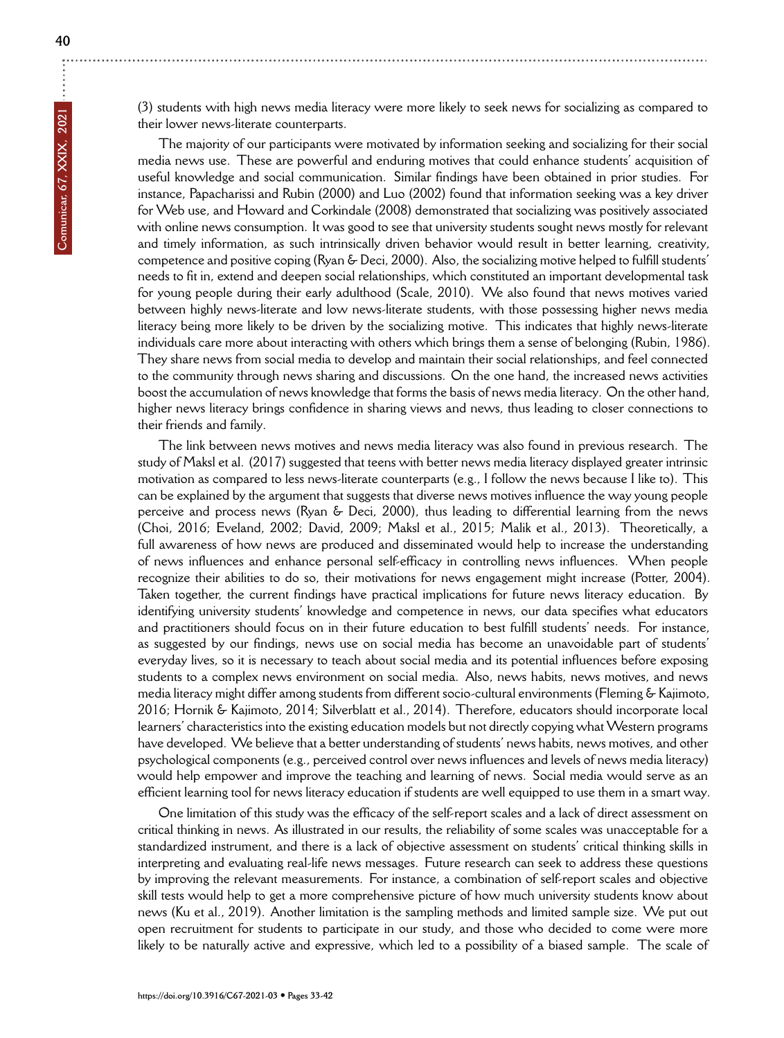(3) students with high news media literacy were more likely to seek news for socializing as compared to their lower news-literate counterparts.

The majority of our participants were motivated by information seeking and socializing for their social media news use. These are powerful and enduring motives that could enhance students' acquisition of useful knowledge and social communication. Similar findings have been obtained in prior studies. For instance, Papacharissi and Rubin (2000) and Luo (2002) found that information seeking was a key driver for Web use, and Howard and Corkindale (2008) demonstrated that socializing was positively associated with online news consumption. It was good to see that university students sought news mostly for relevant and timely information, as such intrinsically driven behavior would result in better learning, creativity, competence and positive coping (Ryan & Deci, 2000). Also, the socializing motive helped to fulfill students' needs to fit in, extend and deepen social relationships, which constituted an important developmental task for young people during their early adulthood (Scale, 2010). We also found that news motives varied between highly news-literate and low news-literate students, with those possessing higher news media literacy being more likely to be driven by the socializing motive. This indicates that highly news-literate individuals care more about interacting with others which brings them a sense of belonging (Rubin, 1986). They share news from social media to develop and maintain their social relationships, and feel connected to the community through news sharing and discussions. On the one hand, the increased news activities boost the accumulation of news knowledge that forms the basis of news media literacy. On the other hand, higher news literacy brings confidence in sharing views and news, thus leading to closer connections to their friends and family.

The link between news motives and news media literacy was also found in previous research. The study of Maksl et al. (2017) suggested that teens with better news media literacy displayed greater intrinsic motivation as compared to less news-literate counterparts (e.g., I follow the news because I like to). This can be explained by the argument that suggests that diverse news motives influence the way young people perceive and process news (Ryan & Deci, 2000), thus leading to differential learning from the news (Choi, 2016; Eveland, 2002; David, 2009; Maksl et al., 2015; Malik et al., 2013). Theoretically, a full awareness of how news are produced and disseminated would help to increase the understanding of news influences and enhance personal self-efficacy in controlling news influences. When people recognize their abilities to do so, their motivations for news engagement might increase (Potter, 2004). Taken together, the current findings have practical implications for future news literacy education. By identifying university students' knowledge and competence in news, our data specifies what educators and practitioners should focus on in their future education to best fulfill students' needs. For instance, as suggested by our findings, news use on social media has become an unavoidable part of students' everyday lives, so it is necessary to teach about social media and its potential influences before exposing students to a complex news environment on social media. Also, news habits, news motives, and news media literacy might differ among students from different socio-cultural environments (Fleming & Kajimoto, 2016; Hornik & Kajimoto, 2014; Silverblatt et al., 2014). Therefore, educators should incorporate local learners' characteristics into the existing education models but not directly copying what Western programs have developed. We believe that a better understanding of students' news habits, news motives, and other psychological components (e.g., perceived control over news influences and levels of news media literacy) would help empower and improve the teaching and learning of news. Social media would serve as an efficient learning tool for news literacy education if students are well equipped to use them in a smart way.

One limitation of this study was the efficacy of the self-report scales and a lack of direct assessment on critical thinking in news. As illustrated in our results, the reliability of some scales was unacceptable for a standardized instrument, and there is a lack of objective assessment on students' critical thinking skills in interpreting and evaluating real-life news messages. Future research can seek to address these questions by improving the relevant measurements. For instance, a combination of self-report scales and objective skill tests would help to get a more comprehensive picture of how much university students know about news (Ku et al., 2019). Another limitation is the sampling methods and limited sample size. We put out open recruitment for students to participate in our study, and those who decided to come were more likely to be naturally active and expressive, which led to a possibility of a biased sample. The scale of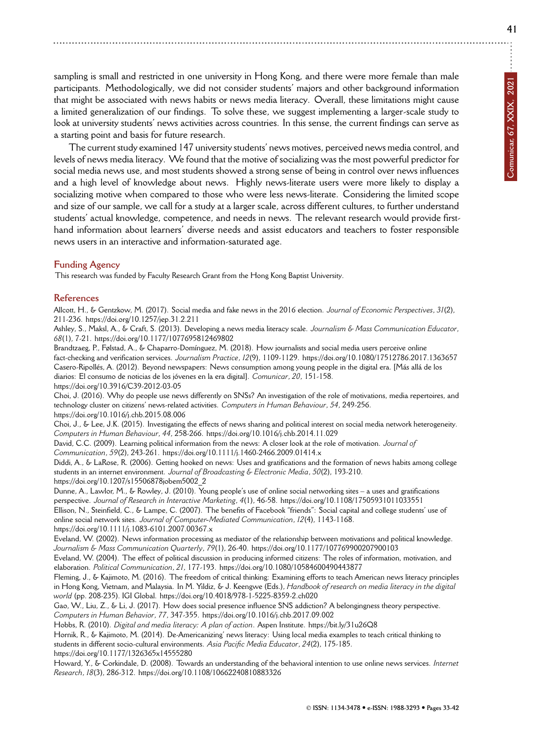sampling is small and restricted in one university in Hong Kong, and there were more female than male participants. Methodologically, we did not consider students' majors and other background information that might be associated with news habits or news media literacy. Overall, these limitations might cause a limited generalization of our findings. To solve these, we suggest implementing a larger-scale study to look at university students' news activities across countries. In this sense, the current findings can serve as a starting point and basis for future research.

The current study examined 147 university students' news motives, perceived news media control, and levels of news media literacy. We found that the motive of socializing was the most powerful predictor for social media news use, and most students showed a strong sense of being in control over news influences and a high level of knowledge about news. Highly news-literate users were more likely to display a socializing motive when compared to those who were less news-literate. Considering the limited scope and size of our sample, we call for a study at a larger scale, across different cultures, to further understand students' actual knowledge, competence, and needs in news. The relevant research would provide first-hand information about learners' diverse needs and assist educators and teachers to foster responsible news users in an interactive and information-saturated age.

## Funding Agency

This research was funded by Faculty Research Grant from the Hong Kong Baptist University.

## References

Allcott, H., & Gentzkow, M. (2017). Social media and fake news in the 2016 election. *Journal of Economic Perspectives*, *31*(2), 211-236. https://doi.org/10.1257/jep.31.2.211

Ashley, S., Maksl, A., & Craft, S. (2013). Developing a news media literacy scale. *Journalism & Mass Communication Educator*, *68*(1), 7-21. https://doi.org/10.1177/1077695812469802

Brandtzaeg, P., Følstad, A., & Chaparro-Domínguez, M. (2018). How journalists and social media users perceive online fact-checking and verification services. *Journalism Practice*, *12*(9), 1109-1129. https://doi.org/10.1080/17512786.2017.1363657

Casero-Ripollés, A. (2012). Beyond newspapers: News consumption among young people in the digital era. [Más allá de los diarios: El consumo de noticias de los jóvenes en la era digital]. *Comunicar*, *20*, 151-158. https://doi.org/10.3916/C39-2012-03-05

Choi, J. (2016). Why do people use news differently on SNSs? An investigation of the role of motivations, media repertoires, and technology cluster on citizens' news-related activities. *Computers in Human Behaviour*, *54*, 249-256. https://doi.org/10.1016/j.chb.2015.08.006

Choi, J., & Lee, J.K. (2015). Investigating the effects of news sharing and political interest on social media network heterogeneity. *Computers in Human Behaviour*, *44*, 258-266. https://doi.org/10.1016/j.chb.2014.11.029

David, C.C. (2009). Learning political information from the news: A closer look at the role of motivation. *Journal of Communication*, *59*(2), 243-261. https://doi.org/10.1111/j.1460-2466.2009.01414.x

Diddi, A., & LaRose, R. (2006). Getting hooked on news: Uses and gratifications and the formation of news habits among college students in an internet environment. *Journal of Broadcasting & Electronic Media*, *50*(2), 193-210. https://doi.org/10.1207/s15506878jobem5002_2

Dunne, A., Lawlor, M., & Rowley, J. (2010). Young people's use of online social networking sites – a uses and gratifications perspective. *Journal of Research in Interactive Marketing*, *4*(1), 46-58. https://doi.org/10.1108/17505931011033551

Ellison, N., Steinfield, C., & Lampe, C. (2007). The benefits of Facebook "friends": Social capital and college students' use of online social network sites. *Journal of Computer-Mediated Communication*, *12*(4), 1143-1168. https://doi.org/10.1111/j.1083-6101.2007.00367.x

Eveland, W. (2002). News information processing as mediator of the relationship between motivations and political knowledge. *Journalism & Mass Communication Quarterly*, *79*(1), 26-40. https://doi.org/10.1177/107769900207900103

Eveland, W. (2004). The effect of political discussion in producing informed citizens: The roles of information, motivation, and elaboration. *Political Communication*, *21*, 177-193. https://doi.org/10.1080/10584600490443877

Fleming, J., & Kajimoto, M. (2016). The freedom of critical thinking: Examining efforts to teach American news literacy principles in Hong Kong, Vietnam, and Malaysia. In M. Yildiz, & J. Keengwe (Eds.), *Handbook of research on media literacy in the digital world* (pp. 208-235). IGI Global. https://doi.org/10.4018/978-1-5225-8359-2.ch020

Gao, W., Liu, Z., & Li, J. (2017). How does social presence influence SNS addiction? A belongingness theory perspective. *Computers in Human Behavior*, *77*, 347-355. https://doi.org/10.1016/j.chb.2017.09.002

Hobbs, R. (2010). *Digital and media literacy: A plan of action*. Aspen Institute. https://bit.ly/31u26Q8

Hornik, R., & Kajimoto, M. (2014). De-Americanizing' news literacy: Using local media examples to teach critical thinking to students in different socio-cultural environments. *Asia Pacific Media Educator*, *24*(2), 175-185. https://doi.org/10.1177/1326365x14555280

Howard, Y., & Corkindale, D. (2008). Towards an understanding of the behavioral intention to use online news services. *Internet Research*, *18*(3), 286-312. https://doi.org/10.1108/10662240810883326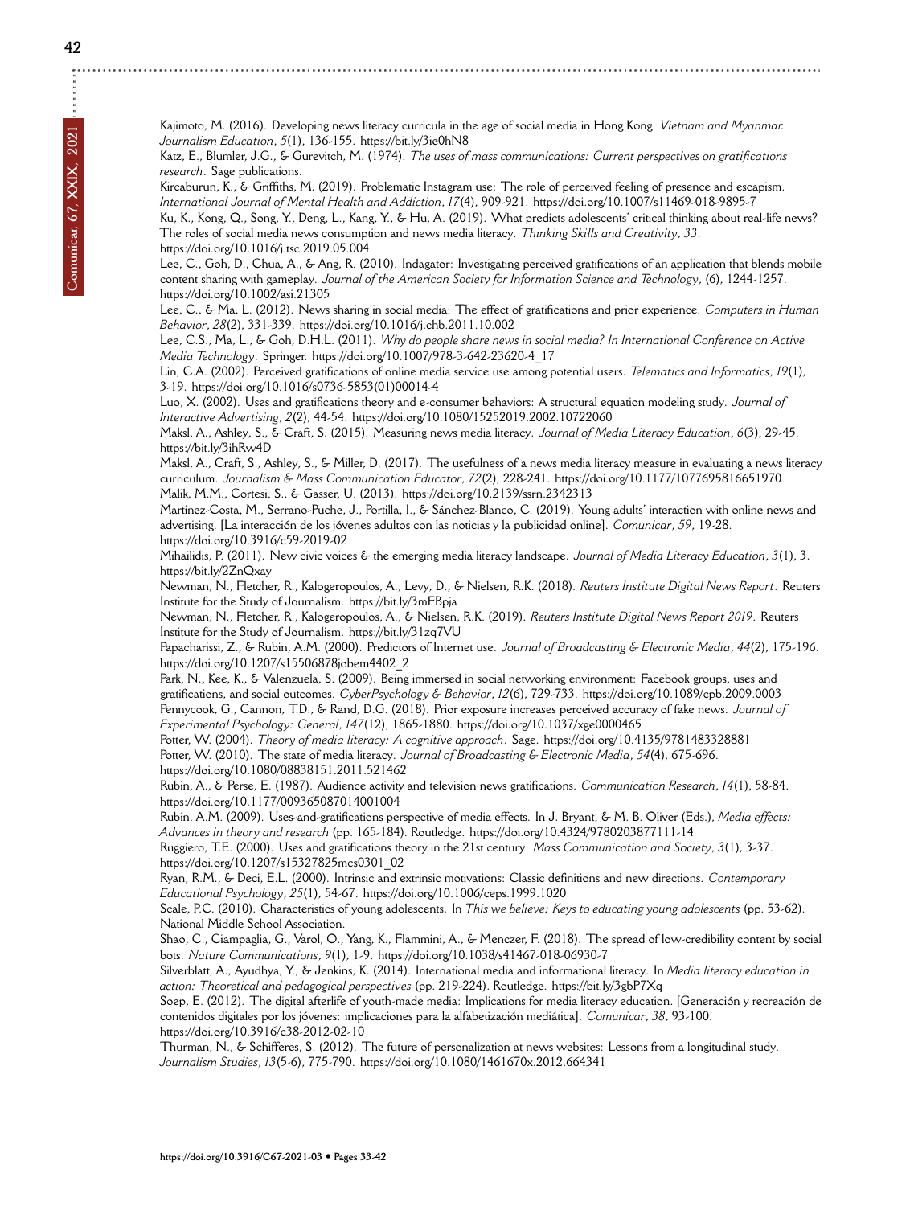Kajimoto, M. (2016). Developing news literacy curricula in the age of social media in Hong Kong. *Vietnam and Myanmar. Journalism Education*, *5*(1), 136-155. https://bit.ly/3ie0hN8

Katz, E., Blumler, J.G., & Gurevitch, M. (1974). *The uses of mass communications: Current perspectives on gratifications research*. Sage publications.

Kircaburun, K., & Griffiths, M. (2019). Problematic Instagram use: The role of perceived feeling of presence and escapism. *International Journal of Mental Health and Addiction*, *17*(4), 909-921. https://doi.org/10.1007/s11469-018-9895-7

Ku, K., Kong, Q., Song, Y., Deng, L., Kang, Y., & Hu, A. (2019). What predicts adolescents' critical thinking about real-life news? The roles of social media news consumption and news media literacy. *Thinking Skills and Creativity*, *33*. https://doi.org/10.1016/j.tsc.2019.05.004

Lee, C., Goh, D., Chua, A., & Ang, R. (2010). Indagator: Investigating perceived gratifications of an application that blends mobile content sharing with gameplay. *Journal of the American Society for Information Science and Technology*, (6), 1244-1257. https://doi.org/10.1002/asi.21305

Lee, C., & Ma, L. (2012). News sharing in social media: The effect of gratifications and prior experience. *Computers in Human Behavior*, *28*(2), 331-339. https://doi.org/10.1016/j.chb.2011.10.002

Lee, C.S., Ma, L., & Goh, D.H.L. (2011). *Why do people share news in social media? In International Conference on Active Media Technology*. Springer. https://doi.org/10.1007/978-3-642-23620-4_17

Lin, C.A. (2002). Perceived gratifications of online media service use among potential users. *Telematics and Informatics*, *19*(1), 3-19. https://doi.org/10.1016/s0736-5853(01)00014-4

Luo, X. (2002). Uses and gratifications theory and e-consumer behaviors: A structural equation modeling study. *Journal of Interactive Advertising*, *2*(2), 44-54. https://doi.org/10.1080/15252019.2002.10722060

Maksl, A., Ashley, S., & Craft, S. (2015). Measuring news media literacy. *Journal of Media Literacy Education*, *6*(3), 29-45. https://bit.ly/3ihRw4D

Maksl, A., Craft, S., Ashley, S., & Miller, D. (2017). The usefulness of a news media literacy measure in evaluating a news literacy curriculum. *Journalism & Mass Communication Educator*, *72*(2), 228-241. https://doi.org/10.1177/1077695816651970

Malik, M.M., Cortesi, S., & Gasser, U. (2013). https://doi.org/10.2139/ssrn.2342313

Martinez-Costa, M., Serrano-Puche, J., Portilla, I., & Sánchez-Blanco, C. (2019). Young adults' interaction with online news and advertising. [La interacción de los jóvenes adultos con las noticias y la publicidad online]. *Comunicar*, *59*, 19-28. https://doi.org/10.3916/c59-2019-02

Mihailidis, P. (2011). New civic voices & the emerging media literacy landscape. *Journal of Media Literacy Education*, *3*(1), 3. https://bit.ly/2ZnQxay

Newman, N., Fletcher, R., Kalogeropoulos, A., Levy, D., & Nielsen, R.K. (2018). *Reuters Institute Digital News Report*. Reuters Institute for the Study of Journalism. https://bit.ly/3mFBpja

Newman, N., Fletcher, R., Kalogeropoulos, A., & Nielsen, R.K. (2019). *Reuters Institute Digital News Report 2019*. Reuters Institute for the Study of Journalism. https://bit.ly/31zq7VU

Papacharissi, Z., & Rubin, A.M. (2000). Predictors of Internet use. *Journal of Broadcasting & Electronic Media*, *44*(2), 175-196. https://doi.org/10.1207/s15506878jobem4402_2

Park, N., Kee, K., & Valenzuela, S. (2009). Being immersed in social networking environment: Facebook groups, uses and gratifications, and social outcomes. *CyberPsychology & Behavior*, *12*(6), 729-733. https://doi.org/10.1089/cpb.2009.0003

Pennycook, G., Cannon, T.D., & Rand, D.G. (2018). Prior exposure increases perceived accuracy of fake news. *Journal of Experimental Psychology: General*, *147*(12), 1865-1880. https://doi.org/10.1037/xge0000465

Potter, W. (2004). *Theory of media literacy: A cognitive approach*. Sage. https://doi.org/10.4135/9781483328881

Potter, W. (2010). The state of media literacy. *Journal of Broadcasting & Electronic Media*, *54*(4), 675-696. https://doi.org/10.1080/08838151.2011.521462

Rubin, A., & Perse, E. (1987). Audience activity and television news gratifications. *Communication Research*, *14*(1), 58-84. https://doi.org/10.1177/009365087014001004

Rubin, A.M. (2009). Uses-and-gratifications perspective of media effects. In J. Bryant, & M. B. Oliver (Eds.), *Media effects: Advances in theory and research* (pp. 165-184). Routledge. https://doi.org/10.4324/9780203877111-14

Ruggiero, T.E. (2000). Uses and gratifications theory in the 21st century. *Mass Communication and Society*, *3*(1), 3-37. https://doi.org/10.1207/s15327825mcs0301_02

Ryan, R.M., & Deci, E.L. (2000). Intrinsic and extrinsic motivations: Classic definitions and new directions. *Contemporary Educational Psychology*, *25*(1), 54-67. https://doi.org/10.1006/ceps.1999.1020

Scale, P.C. (2010). Characteristics of young adolescents. In *This we believe: Keys to educating young adolescents* (pp. 53-62). National Middle School Association.

Shao, C., Ciampaglia, G., Varol, O., Yang, K., Flammini, A., & Menczer, F. (2018). The spread of low-credibility content by social bots. *Nature Communications*, *9*(1), 1-9. https://doi.org/10.1038/s41467-018-06930-7

Silverblatt, A., Ayudhya, Y., & Jenkins, K. (2014). International media and informational literacy. In *Media literacy education in action: Theoretical and pedagogical perspectives* (pp. 219-224). Routledge. https://bit.ly/3gbP7Xq

Soep, E. (2012). The digital afterlife of youth-made media: Implications for media literacy education. [Generación y recreación de contenidos digitales por los jóvenes: implicaciones para la alfabetización mediática]. *Comunicar*, *38*, 93-100. https://doi.org/10.3916/c38-2012-02-10

Thurman, N., & Schifferes, S. (2012). The future of personalization at news websites: Lessons from a longitudinal study. *Journalism Studies*, *13*(5-6), 775-790. https://doi.org/10.1080/1461670x.2012.664341